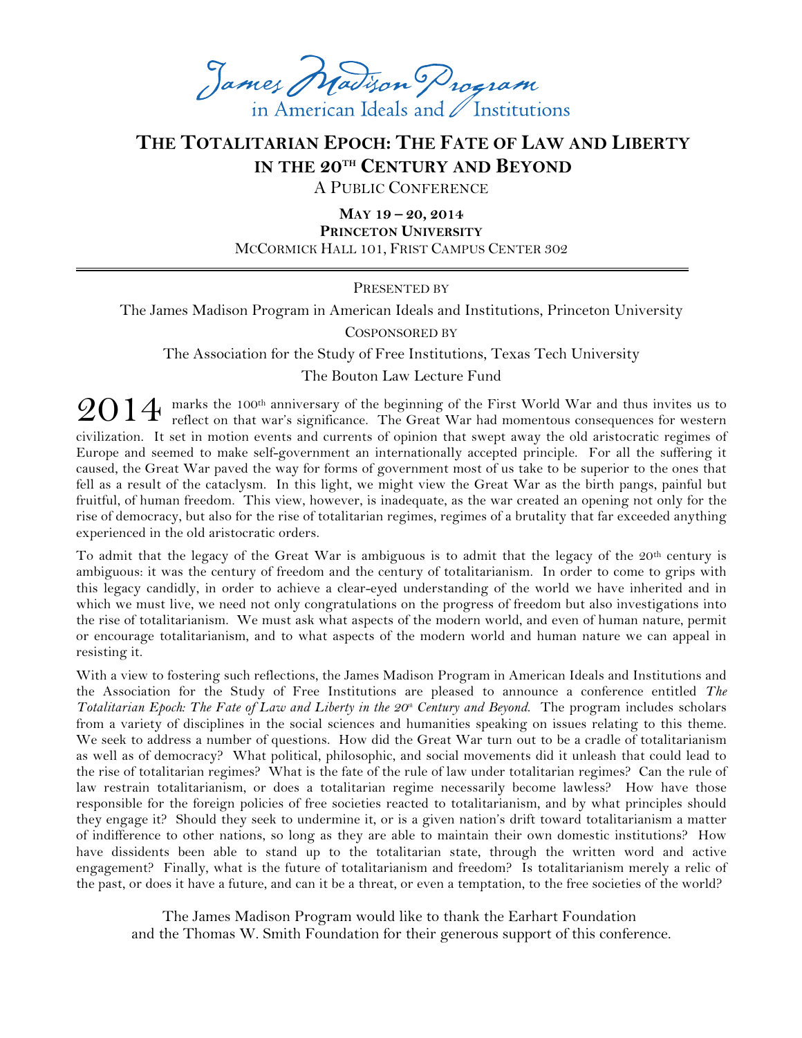James Madison Program
in American Ideals and Institutions

# The Totalitarian Epoch: The Fate of Law and Liberty in the 20th Century and Beyond

A Public Conference

**May 19 – 20, 2014**
**Princeton University**
McCormick Hall 101, Frist Campus Center 302

---

Presented by

The James Madison Program in American Ideals and Institutions, Princeton University

Cosponsored by

The Association for the Study of Free Institutions, Texas Tech University

The Bouton Law Lecture Fund

2014 marks the 100th anniversary of the beginning of the First World War and thus invites us to reflect on that war's significance. The Great War had momentous consequences for western civilization. It set in motion events and currents of opinion that swept away the old aristocratic regimes of Europe and seemed to make self-government an internationally accepted principle. For all the suffering it caused, the Great War paved the way for forms of government most of us take to be superior to the ones that fell as a result of the cataclysm. In this light, we might view the Great War as the birth pangs, painful but fruitful, of human freedom. This view, however, is inadequate, as the war created an opening not only for the rise of democracy, but also for the rise of totalitarian regimes, regimes of a brutality that far exceeded anything experienced in the old aristocratic orders.

To admit that the legacy of the Great War is ambiguous is to admit that the legacy of the 20th century is ambiguous: it was the century of freedom and the century of totalitarianism. In order to come to grips with this legacy candidly, in order to achieve a clear-eyed understanding of the world we have inherited and in which we must live, we need not only congratulations on the progress of freedom but also investigations into the rise of totalitarianism. We must ask what aspects of the modern world, and even of human nature, permit or encourage totalitarianism, and to what aspects of the modern world and human nature we can appeal in resisting it.

With a view to fostering such reflections, the James Madison Program in American Ideals and Institutions and the Association for the Study of Free Institutions are pleased to announce a conference entitled *The Totalitarian Epoch: The Fate of Law and Liberty in the 20th Century and Beyond.* The program includes scholars from a variety of disciplines in the social sciences and humanities speaking on issues relating to this theme. We seek to address a number of questions. How did the Great War turn out to be a cradle of totalitarianism as well as of democracy? What political, philosophic, and social movements did it unleash that could lead to the rise of totalitarian regimes? What is the fate of the rule of law under totalitarian regimes? Can the rule of law restrain totalitarianism, or does a totalitarian regime necessarily become lawless? How have those responsible for the foreign policies of free societies reacted to totalitarianism, and by what principles should they engage it? Should they seek to undermine it, or is a given nation's drift toward totalitarianism a matter of indifference to other nations, so long as they are able to maintain their own domestic institutions? How have dissidents been able to stand up to the totalitarian state, through the written word and active engagement? Finally, what is the future of totalitarianism and freedom? Is totalitarianism merely a relic of the past, or does it have a future, and can it be a threat, or even a temptation, to the free societies of the world?

The James Madison Program would like to thank the Earhart Foundation and the Thomas W. Smith Foundation for their generous support of this conference.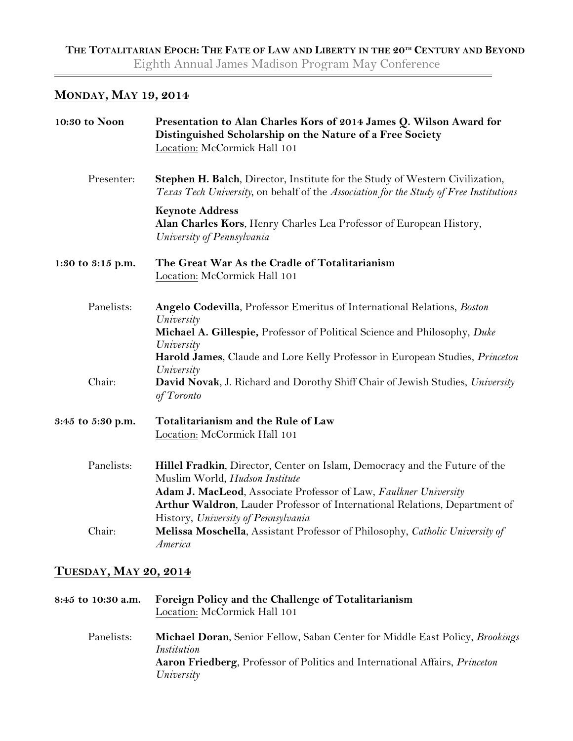**THE TOTALITARIAN EPOCH: THE FATE OF LAW AND LIBERTY IN THE 20TH CENTURY AND BEYOND**
Eighth Annual James Madison Program May Conference

## MONDAY, MAY 19, 2014

**10:30 to Noon** — **Presentation to Alan Charles Kors of 2014 James Q. Wilson Award for Distinguished Scholarship on the Nature of a Free Society**
Location: McCormick Hall 101

Presenter: **Stephen H. Balch**, Director, Institute for the Study of Western Civilization, *Texas Tech University*, on behalf of the *Association for the Study of Free Institutions*

**Keynote Address**
**Alan Charles Kors**, Henry Charles Lea Professor of European History, *University of Pennsylvania*

**1:30 to 3:15 p.m.** — **The Great War As the Cradle of Totalitarianism**
Location: McCormick Hall 101

Panelists:
**Angelo Codevilla**, Professor Emeritus of International Relations, *Boston University*
**Michael A. Gillespie,** Professor of Political Science and Philosophy, *Duke University*
**Harold James**, Claude and Lore Kelly Professor in European Studies, *Princeton University*

Chair: **David Novak**, J. Richard and Dorothy Shiff Chair of Jewish Studies, *University of Toronto*

**3:45 to 5:30 p.m.** — **Totalitarianism and the Rule of Law**
Location: McCormick Hall 101

Panelists:
**Hillel Fradkin**, Director, Center on Islam, Democracy and the Future of the Muslim World, *Hudson Institute*
**Adam J. MacLeod**, Associate Professor of Law, *Faulkner University*
**Arthur Waldron**, Lauder Professor of International Relations, Department of History, *University of Pennsylvania*

Chair: **Melissa Moschella**, Assistant Professor of Philosophy, *Catholic University of America*

## TUESDAY, MAY 20, 2014

**8:45 to 10:30 a.m.** — **Foreign Policy and the Challenge of Totalitarianism**
Location: McCormick Hall 101

Panelists:
**Michael Doran**, Senior Fellow, Saban Center for Middle East Policy, *Brookings Institution*
**Aaron Friedberg**, Professor of Politics and International Affairs, *Princeton University*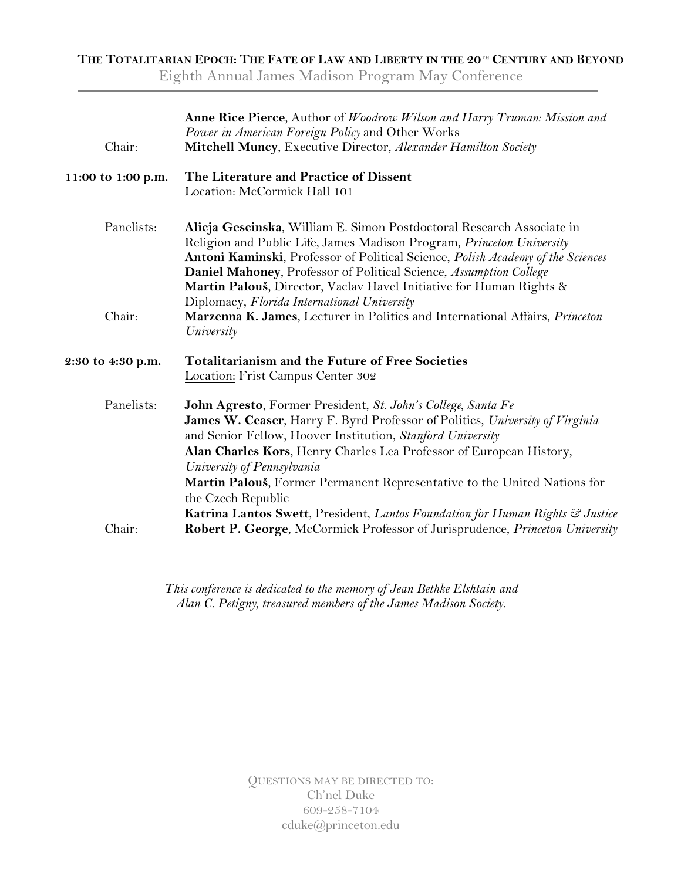**Anne Rice Pierce**, Author of *Woodrow Wilson and Harry Truman: Mission and Power in American Foreign Policy* and Other Works

Chair: **Mitchell Muncy**, Executive Director, *Alexander Hamilton Society*

**11:00 to 1:00 p.m.** **The Literature and Practice of Dissent**
Location: McCormick Hall 101

Panelists:
**Alicja Gescinska**, William E. Simon Postdoctoral Research Associate in Religion and Public Life, James Madison Program, *Princeton University*
**Antoni Kaminski**, Professor of Political Science, *Polish Academy of the Sciences*
**Daniel Mahoney**, Professor of Political Science, *Assumption College*
**Martin Palouš**, Director, Vaclav Havel Initiative for Human Rights & Diplomacy, *Florida International University*

Chair: **Marzenna K. James**, Lecturer in Politics and International Affairs, *Princeton University*

**2:30 to 4:30 p.m.** **Totalitarianism and the Future of Free Societies**
Location: Frist Campus Center 302

Panelists:
**John Agresto**, Former President, *St. John's College, Santa Fe*
**James W. Ceaser**, Harry F. Byrd Professor of Politics, *University of Virginia* and Senior Fellow, Hoover Institution, *Stanford University*
**Alan Charles Kors**, Henry Charles Lea Professor of European History, *University of Pennsylvania*
**Martin Palouš**, Former Permanent Representative to the United Nations for the Czech Republic
**Katrina Lantos Swett**, President, *Lantos Foundation for Human Rights & Justice*

Chair: **Robert P. George**, McCormick Professor of Jurisprudence, *Princeton University*

*This conference is dedicated to the memory of Jean Bethke Elshtain and Alan C. Petigny, treasured members of the James Madison Society.*

Questions may be directed to:
Ch'nel Duke
609-258-7104
cduke@princeton.edu